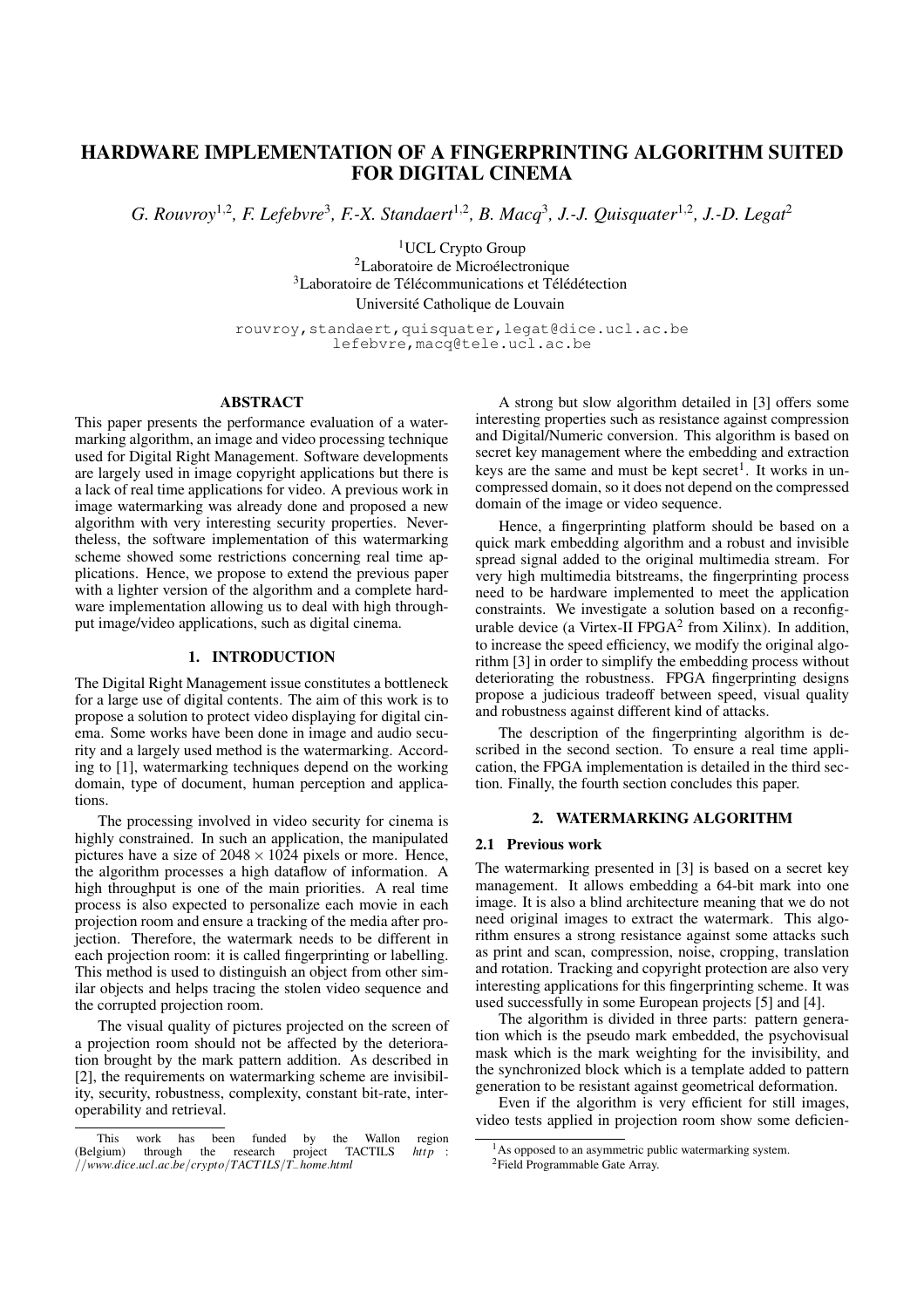# HARDWARE IMPLEMENTATION OF A FINGERPRINTING ALGORITHM SUITED FOR DIGITAL CINEMA

*G. Rouvroy[1,2], F. Lefebvre[3], F.-X. Standaert[1,2], B. Macq[3], J.-J. Quisquater[1,2], J.-D. Legat[2]*

[1]UCL Crypto Group
[2]Laboratoire de Microélectronique
[3]Laboratoire de Télécommunications et Télédétection
Université Catholique de Louvain

rouvroy,standaert,quisquater,legat@dice.ucl.ac.be
lefebvre,macq@tele.ucl.ac.be

## ABSTRACT

This paper presents the performance evaluation of a watermarking algorithm, an image and video processing technique used for Digital Right Management. Software developments are largely used in image copyright applications but there is a lack of real time applications for video. A previous work in image watermarking was already done and proposed a new algorithm with very interesting security properties. Nevertheless, the software implementation of this watermarking scheme showed some restrictions concerning real time applications. Hence, we propose to extend the previous paper with a lighter version of the algorithm and a complete hardware implementation allowing us to deal with high throughput image/video applications, such as digital cinema.

## 1. INTRODUCTION

The Digital Right Management issue constitutes a bottleneck for a large use of digital contents. The aim of this work is to propose a solution to protect video displaying for digital cinema. Some works have been done in image and audio security and a largely used method is the watermarking. According to [1], watermarking techniques depend on the working domain, type of document, human perception and applications.

The processing involved in video security for cinema is highly constrained. In such an application, the manipulated pictures have a size of $2048 \times 1024$ pixels or more. Hence, the algorithm processes a high dataflow of information. A high throughput is one of the main priorities. A real time process is also expected to personalize each movie in each projection room and ensure a tracking of the media after projection. Therefore, the watermark needs to be different in each projection room: it is called fingerprinting or labelling. This method is used to distinguish an object from other similar objects and helps tracing the stolen video sequence and the corrupted projection room.

The visual quality of pictures projected on the screen of a projection room should not be affected by the deterioration brought by the mark pattern addition. As described in [2], the requirements on watermarking scheme are invisibility, security, robustness, complexity, constant bit-rate, interoperability and retrieval.

A strong but slow algorithm detailed in [3] offers some interesting properties such as resistance against compression and Digital/Numeric conversion. This algorithm is based on secret key management where the embedding and extraction keys are the same and must be kept secret[1]. It works in uncompressed domain, so it does not depend on the compressed domain of the image or video sequence.

Hence, a fingerprinting platform should be based on a quick mark embedding algorithm and a robust and invisible spread signal added to the original multimedia stream. For very high multimedia bitstreams, the fingerprinting process need to be hardware implemented to meet the application constraints. We investigate a solution based on a reconfigurable device (a Virtex-II FPGA[2] from Xilinx). In addition, to increase the speed efficiency, we modify the original algorithm [3] in order to simplify the embedding process without deteriorating the robustness. FPGA fingerprinting designs propose a judicious tradeoff between speed, visual quality and robustness against different kind of attacks.

The description of the fingerprinting algorithm is described in the second section. To ensure a real time application, the FPGA implementation is detailed in the third section. Finally, the fourth section concludes this paper.

## 2. WATERMARKING ALGORITHM

### 2.1 Previous work

The watermarking presented in [3] is based on a secret key management. It allows embedding a 64-bit mark into one image. It is also a blind architecture meaning that we do not need original images to extract the watermark. This algorithm ensures a strong resistance against some attacks such as print and scan, compression, noise, cropping, translation and rotation. Tracking and copyright protection are also very interesting applications for this fingerprinting scheme. It was used successfully in some European projects [5] and [4].

The algorithm is divided in three parts: pattern generation which is the pseudo mark embedded, the psychovisual mask which is the mark weighting for the invisibility, and the synchronized block which is a template added to pattern generation to be resistant against geometrical deformation.

Even if the algorithm is very efficient for still images, video tests applied in projection room show some deficien-

---

This work has been funded by the Wallon region (Belgium) through the research project TACTILS *http://www.dice.ucl.ac.be/crypto/TACTILS/T_home.html*

[1]As opposed to an asymmetric public watermarking system.

[2]Field Programmable Gate Array.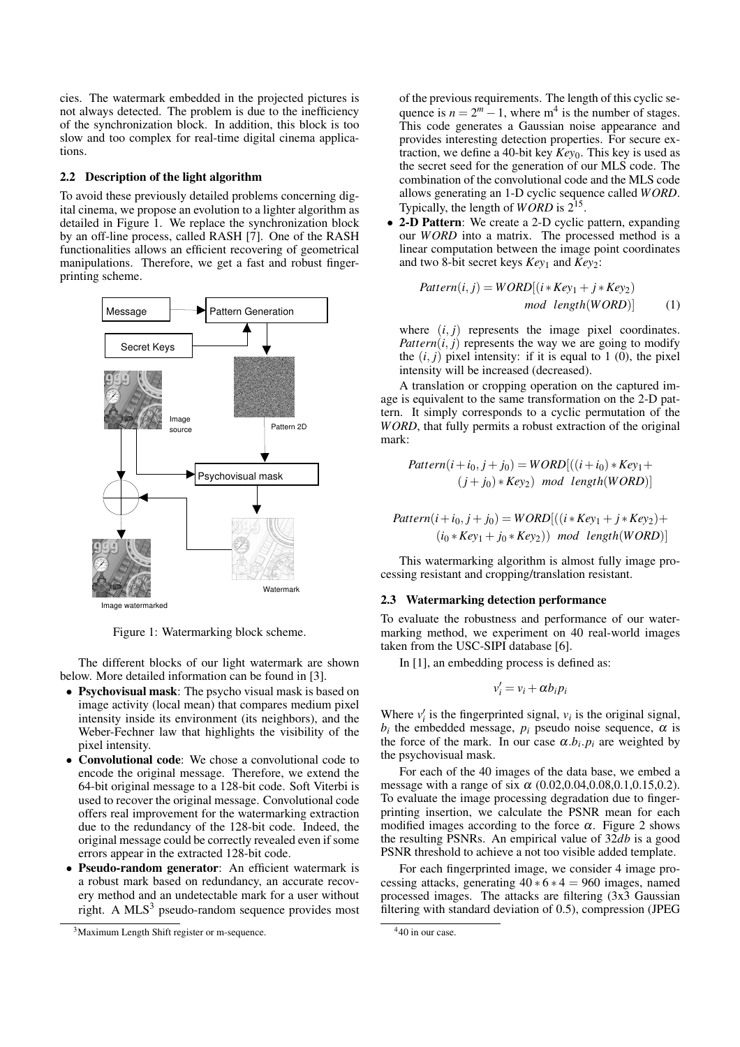cies. The watermark embedded in the projected pictures is not always detected. The problem is due to the inefficiency of the synchronization block. In addition, this block is too slow and too complex for real-time digital cinema applications.

### 2.2 Description of the light algorithm

To avoid these previously detailed problems concerning digital cinema, we propose an evolution to a lighter algorithm as detailed in Figure 1. We replace the synchronization block by an off-line process, called RASH [7]. One of the RASH functionalities allows an efficient recovering of geometrical manipulations. Therefore, we get a fast and robust fingerprinting scheme.

Figure 1: Watermarking block scheme.

The different blocks of our light watermark are shown below. More detailed information can be found in [3].

- **Psychovisual mask**: The psycho visual mask is based on image activity (local mean) that compares medium pixel intensity inside its environment (its neighbors), and the Weber-Fechner law that highlights the visibility of the pixel intensity.
- **Convolutional code**: We chose a convolutional code to encode the original message. Therefore, we extend the 64-bit original message to a 128-bit code. Soft Viterbi is used to recover the original message. Convolutional code offers real improvement for the watermarking extraction due to the redundancy of the 128-bit code. Indeed, the original message could be correctly revealed even if some errors appear in the extracted 128-bit code.
- **Pseudo-random generator**: An efficient watermark is a robust mark based on redundancy, an accurate recovery method and an undetectable mark for a user without right. A MLS[3] pseudo-random sequence provides most of the previous requirements. The length of this cyclic sequence is $n = 2^m - 1$, where m[4] is the number of stages. This code generates a Gaussian noise appearance and provides interesting detection properties. For secure extraction, we define a 40-bit key $Key_0$. This key is used as the secret seed for the generation of our MLS code. The combination of the convolutional code and the MLS code allows generating an 1-D cyclic sequence called $WORD$. Typically, the length of $WORD$ is $2^{15}$.
- **2-D Pattern**: We create a 2-D cyclic pattern, expanding our $WORD$ into a matrix. The processed method is a linear computation between the image point coordinates and two 8-bit secret keys $Key_1$ and $Key_2$:

$$Pattern(i,j) = WORD[(i * Key_1 + j * Key_2) \quad mod \ \ length(WORD)] \qquad (1)$$

where $(i, j)$ represents the image pixel coordinates. $Pattern(i, j)$ represents the way we are going to modify the $(i, j)$ pixel intensity: if it is equal to 1 (0), the pixel intensity will be increased (decreased).

A translation or cropping operation on the captured image is equivalent to the same transformation on the 2-D pattern. It simply corresponds to a cyclic permutation of the $WORD$, that fully permits a robust extraction of the original mark:

$$Pattern(i+i_0, j+j_0) = WORD[((i+i_0) * Key_1 + (j+j_0) * Key_2) \ \ mod \ \ length(WORD)]$$

$$Pattern(i+i_0, j+j_0) = WORD[((i * Key_1 + j * Key_2) + (i_0 * Key_1 + j_0 * Key_2)) \ \ mod \ \ length(WORD)]$$

This watermarking algorithm is almost fully image processing resistant and cropping/translation resistant.

### 2.3 Watermarking detection performance

To evaluate the robustness and performance of our watermarking method, we experiment on 40 real-world images taken from the USC-SIPI database [6].

In [1], an embedding process is defined as:

$$v'_i = v_i + \alpha b_i p_i$$

Where $v'_i$ is the fingerprinted signal, $v_i$ is the original signal, $b_i$ the embedded message, $p_i$ pseudo noise sequence, $\alpha$ is the force of the mark. In our case $\alpha.b_i.p_i$ are weighted by the psychovisual mask.

For each of the 40 images of the data base, we embed a message with a range of six $\alpha$ (0.02,0.04,0.08,0.1,0.15,0.2). To evaluate the image processing degradation due to fingerprinting insertion, we calculate the PSNR mean for each modified images according to the force $\alpha$. Figure 2 shows the resulting PSNRs. An empirical value of $32db$ is a good PSNR threshold to achieve a not too visible added template.

For each fingerprinted image, we consider 4 image processing attacks, generating $40 * 6 * 4 = 960$ images, named processed images. The attacks are filtering (3x3 Gaussian filtering with standard deviation of 0.5), compression (JPEG

[3] Maximum Length Shift register or m-sequence.

[4] 40 in our case.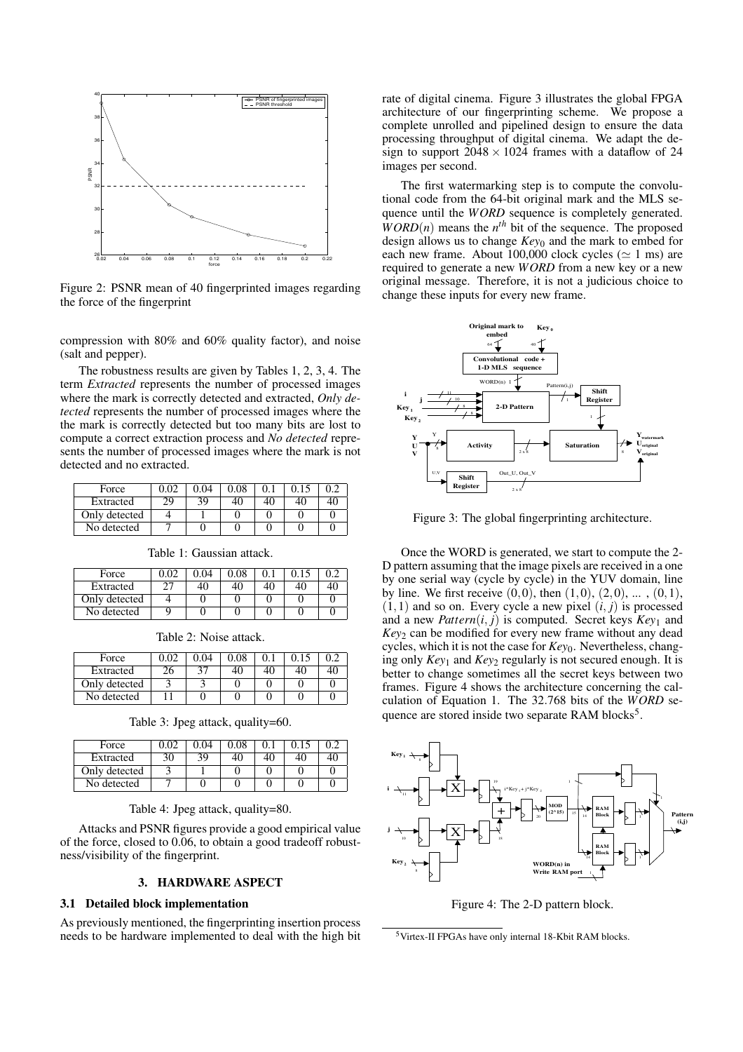Figure 2: PSNR mean of 40 fingerprinted images regarding the force of the fingerprint

compression with 80% and 60% quality factor), and noise (salt and pepper).

The robustness results are given by Tables 1, 2, 3, 4. The term *Extracted* represents the number of processed images where the mark is correctly detected and extracted, *Only detected* represents the number of processed images where the the mark is correctly detected but too many bits are lost to compute a correct extraction process and *No detected* represents the number of processed images where the mark is not detected and no extracted.

| Force | 0.02 | 0.04 | 0.08 | 0.1 | 0.15 | 0.2 |
|---|---|---|---|---|---|---|
| Extracted | 29 | 39 | 40 | 40 | 40 | 40 |
| Only detected | 4 | 1 | 0 | 0 | 0 | 0 |
| No detected | 7 | 0 | 0 | 0 | 0 | 0 |

Table 1: Gaussian attack.

| Force | 0.02 | 0.04 | 0.08 | 0.1 | 0.15 | 0.2 |
|---|---|---|---|---|---|---|
| Extracted | 27 | 40 | 40 | 40 | 40 | 40 |
| Only detected | 4 | 0 | 0 | 0 | 0 | 0 |
| No detected | 9 | 0 | 0 | 0 | 0 | 0 |

Table 2: Noise attack.

| Force | 0.02 | 0.04 | 0.08 | 0.1 | 0.15 | 0.2 |
|---|---|---|---|---|---|---|
| Extracted | 26 | 37 | 40 | 40 | 40 | 40 |
| Only detected | 3 | 3 | 0 | 0 | 0 | 0 |
| No detected | 11 | 0 | 0 | 0 | 0 | 0 |

Table 3: Jpeg attack, quality=60.

| Force | 0.02 | 0.04 | 0.08 | 0.1 | 0.15 | 0.2 |
|---|---|---|---|---|---|---|
| Extracted | 30 | 39 | 40 | 40 | 40 | 40 |
| Only detected | 3 | 1 | 0 | 0 | 0 | 0 |
| No detected | 7 | 0 | 0 | 0 | 0 | 0 |

Table 4: Jpeg attack, quality=80.

Attacks and PSNR figures provide a good empirical value of the force, closed to 0.06, to obtain a good tradeoff robustness/visibility of the fingerprint.

## 3. HARDWARE ASPECT

### 3.1 Detailed block implementation

As previously mentioned, the fingerprinting insertion process needs to be hardware implemented to deal with the high bit rate of digital cinema. Figure 3 illustrates the global FPGA architecture of our fingerprinting scheme. We propose a complete unrolled and pipelined design to ensure the data processing throughput of digital cinema. We adapt the design to support $2048 \times 1024$ frames with a dataflow of 24 images per second.

The first watermarking step is to compute the convolutional code from the 64-bit original mark and the MLS sequence until the *WORD* sequence is completely generated. $WORD(n)$ means the $n^{th}$ bit of the sequence. The proposed design allows us to change $Key_0$ and the mark to embed for each new frame. About 100,000 clock cycles ($\simeq$ 1 ms) are required to generate a new *WORD* from a new key or a new original message. Therefore, it is not a judicious choice to change these inputs for every new frame.

Figure 3: The global fingerprinting architecture.

Once the WORD is generated, we start to compute the 2-D pattern assuming that the image pixels are received in a one by one serial way (cycle by cycle) in the YUV domain, line by line. We first receive $(0,0)$, then $(1,0)$, $(2,0)$, ... , $(0,1)$, $(1,1)$ and so on. Every cycle a new pixel $(i, j)$ is processed and a new $Pattern(i, j)$ is computed. Secret keys $Key_1$ and $Key_2$ can be modified for every new frame without any dead cycles, which it is not the case for $Key_0$. Nevertheless, changing only $Key_1$ and $Key_2$ regularly is not secured enough. It is better to change sometimes all the secret keys between two frames. Figure 4 shows the architecture concerning the calculation of Equation 1. The 32.768 bits of the *WORD* sequence are stored inside two separate RAM blocks[5].

Figure 4: The 2-D pattern block.

[5] Virtex-II FPGAs have only internal 18-Kbit RAM blocks.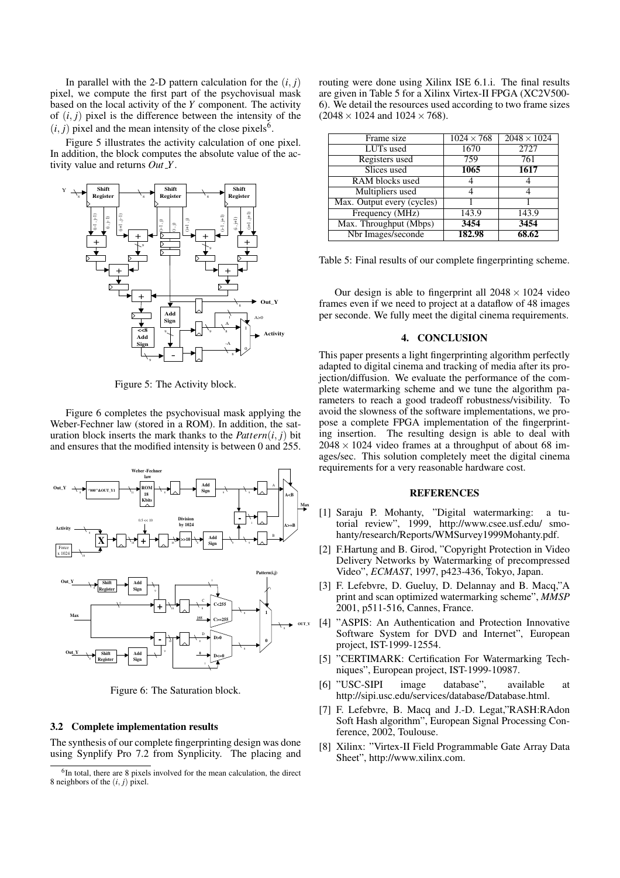In parallel with the 2-D pattern calculation for the $(i, j)$ pixel, we compute the first part of the psychovisual mask based on the local activity of the $Y$ component. The activity of $(i, j)$ pixel is the difference between the intensity of the $(i, j)$ pixel and the mean intensity of the close pixels[6].

Figure 5 illustrates the activity calculation of one pixel. In addition, the block computes the absolute value of the activity value and returns *Out_Y*.

Figure 5: The Activity block.

Figure 6 completes the psychovisual mask applying the Weber-Fechner law (stored in a ROM). In addition, the saturation block inserts the mark thanks to the $Pattern(i, j)$ bit and ensures that the modified intensity is between 0 and 255.

Figure 6: The Saturation block.

### 3.2 Complete implementation results

The synthesis of our complete fingerprinting design was done using Synplify Pro 7.2 from Synplicity. The placing and routing were done using Xilinx ISE 6.1.i. The final results are given in Table 5 for a Xilinx Virtex-II FPGA (XC2V500-6). We detail the resources used according to two frame sizes ($2048 \times 1024$ and $1024 \times 768$).

| Frame size | $1024 \times 768$ | $2048 \times 1024$ |
|---|---|---|
| LUTs used | 1670 | 2727 |
| Registers used | 759 | 761 |
| Slices used | **1065** | **1617** |
| RAM blocks used | 4 | 4 |
| Multipliers used | 4 | 4 |
| Max. Output every (cycles) | 1 | 1 |
| Frequency (MHz) | 143.9 | 143.9 |
| Max. Throughput (Mbps) | **3454** | **3454** |
| Nbr Images/seconde | **182.98** | **68.62** |

Table 5: Final results of our complete fingerprinting scheme.

Our design is able to fingerprint all $2048 \times 1024$ video frames even if we need to project at a dataflow of 48 images per seconde. We fully meet the digital cinema requirements.

## 4. CONCLUSION

This paper presents a light fingerprinting algorithm perfectly adapted to digital cinema and tracking of media after its projection/diffusion. We evaluate the performance of the complete watermarking scheme and we tune the algorithm parameters to reach a good tradeoff robustness/visibility. To avoid the slowness of the software implementations, we propose a complete FPGA implementation of the fingerprinting insertion. The resulting design is able to deal with $2048 \times 1024$ video frames at a throughput of about 68 images/sec. This solution completely meet the digital cinema requirements for a very reasonable hardware cost.

## REFERENCES

[1] Saraju P. Mohanty, "Digital watermarking: a tutorial review", 1999, http://www.csee.umbc.edu/ smohanty/research/Reports/WMSurvey1999Mohanty.pdf.

[2] F.Hartung and B. Girod, "Copyright Protection in Video Delivery Networks by Watermarking of precompressed Video", *ECMAST*, 1997, p423-436, Tokyo, Japan.

[3] F. Lefebvre, D. Gueluy, D. Delannay and B. Macq,"A print and scan optimized watermarking scheme", *MMSP* 2001, p511-516, Cannes, France.

[4] "ASPIS: An Authentication and Protection Innovative Software System for DVD and Internet", European project, IST-1999-12554.

[5] "CERTIMARK: Certification For Watermarking Techniques", European project, IST-1999-10987.

[6] "USC-SIPI image database", available at http://sipi.usc.edu/services/database/Database.html.

[7] F. Lefebvre, B. Macq and J.-D. Legat,"RASH:RAdon Soft Hash algorithm", European Signal Processing Conference, 2002, Toulouse.

[8] Xilinx: "Virtex-II Field Programmable Gate Array Data Sheet", http://www.xilinx.com.

[6] In total, there are 8 pixels involved for the mean calculation, the direct 8 neighbors of the $(i, j)$ pixel.